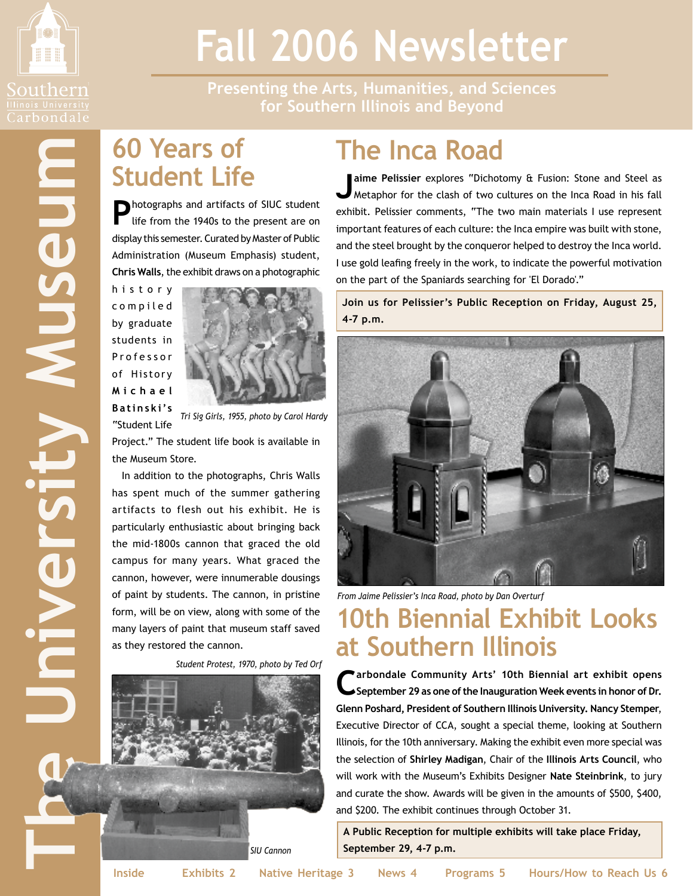# Fall 2006 Newsletter

**Presenting the Arts, Humanities, and Sciences for Southern Illinois and Beyond**

Southern Illinois University Carbondale

The University Museum

## 60 Years of Student Life

Photographs and artifacts of SIUC student life from the 1940s to the present are on display this semester. Curated by Master of Public Administration (Museum Emphasis) student, **Chris Walls**, the exhibit draws on a photographic history compiled by graduate students in Professor of History **Michael Batinski's** "Student Life Project." The student life book is available in the Museum Store.

*Tri Sig Girls, 1955, photo by Carol Hardy*

In addition to the photographs, Chris Walls has spent much of the summer gathering artifacts to flesh out his exhibit. He is particularly enthusiastic about bringing back the mid-1800s cannon that graced the old campus for many years. What graced the cannon, however, were innumerable dousings of paint by students. The cannon, in pristine form, will be on view, along with some of the many layers of paint that museum staff saved as they restored the cannon.

*Student Protest, 1970, photo by Ted Orf*

*SIU Cannon*

## The Inca Road

**Jaime Pelissier** explores "Dichotomy & Fusion: Stone and Steel as Metaphor for the clash of two cultures on the Inca Road in his fall exhibit. Pelissier comments, "The two main materials I use represent important features of each culture: the Inca empire was built with stone, and the steel brought by the conqueror helped to destroy the Inca world. I use gold leafing freely in the work, to indicate the powerful motivation on the part of the Spaniards searching for 'El Dorado'."

**Join us for Pelissier's Public Reception on Friday, August 25, 4-7 p.m.**

*From Jaime Pelissier's Inca Road, photo by Dan Overturf*

## 10th Biennial Exhibit Looks at Southern Illinois

**Carbondale Community Arts' 10th Biennial art exhibit opens September 29 as one of the Inauguration Week events in honor of Dr. Glenn Poshard, President of Southern Illinois University. Nancy Stemper**, Executive Director of CCA, sought a special theme, looking at Southern Illinois, for the 10th anniversary. Making the exhibit even more special was the selection of **Shirley Madigan**, Chair of the **Illinois Arts Council**, who will work with the Museum's Exhibits Designer **Nate Steinbrink**, to jury and curate the show. Awards will be given in the amounts of $500, $400, and $200. The exhibit continues through October 31.

**A Public Reception for multiple exhibits will take place Friday, September 29, 4-7 p.m.**

**Inside** | Exhibits 2 | Native Heritage 3 | News 4 | Programs 5 | Hours/How to Reach Us 6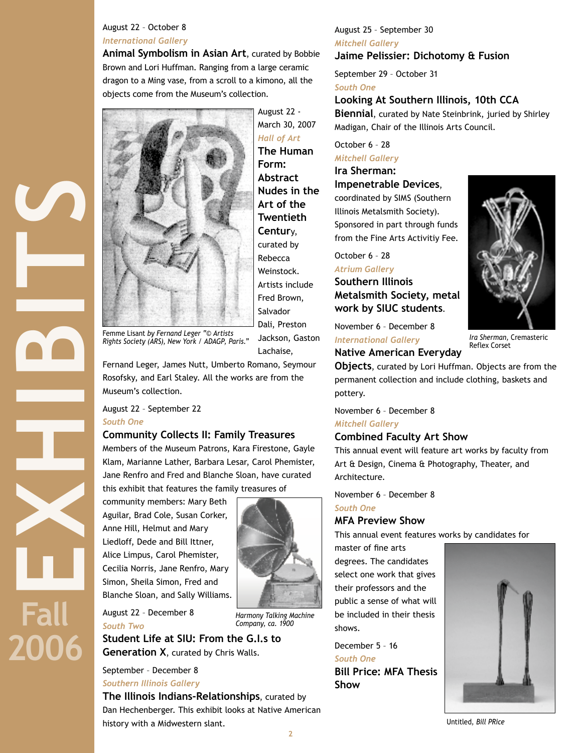# EXHIBITS Fall 2006

August 22 – October 8
*International Gallery*
**Animal Symbolism in Asian Art**, curated by Bobbie Brown and Lori Huffman. Ranging from a large ceramic dragon to a Ming vase, from a scroll to a kimono, all the objects come from the Museum's collection.

August 22 - March 30, 2007
*Hall of Art*
**The Human Form: Abstract Nudes in the Art of the Twentieth Century**, curated by Rebecca Weinstock. Artists include Fred Brown, Salvador Dali, Preston Jackson, Gaston Lachaise, Fernand Leger, James Nutt, Umberto Romano, Seymour Rosofsky, and Earl Staley. All the works are from the Museum's collection.

Femme Lisant *by Fernand Leger "© Artists Rights Society (ARS), New York / ADAGP, Paris."*

August 22 – September 22
*South One*
**Community Collects II: Family Treasures**
Members of the Museum Patrons, Kara Firestone, Gayle Klam, Marianne Lather, Barbara Lesar, Carol Phemister, Jane Renfro and Fred and Blanche Sloan, have curated this exhibit that features the family treasures of community members: Mary Beth Aguilar, Brad Cole, Susan Corker, Anne Hill, Helmut and Mary Liedloff, Dede and Bill Ittner, Alice Limpus, Carol Phemister, Cecilia Norris, Jane Renfro, Mary Simon, Sheila Simon, Fred and Blanche Sloan, and Sally Williams.

*Harmony Talking Machine Company, ca. 1900*

August 22 – December 8
*South Two*
**Student Life at SIU: From the G.I.s to Generation X**, curated by Chris Walls.

September – December 8
*Southern Illinois Gallery*
**The Illinois Indians-Relationships**, curated by Dan Hechenberger. This exhibit looks at Native American history with a Midwestern slant.

August 25 – September 30
*Mitchell Gallery*
**Jaime Pelissier: Dichotomy & Fusion**

September 29 – October 31
*South One*
**Looking At Southern Illinois, 10th CCA Biennial**, curated by Nate Steinbrink, juried by Shirley Madigan, Chair of the Illinois Arts Council.

October 6 – 28
*Mitchell Gallery*
**Ira Sherman: Impenetrable Devices**, coordinated by SIMS (Southern Illinois Metalsmith Society). Sponsored in part through funds from the Fine Arts Activitiy Fee.

*Ira Sherman,* Cremasteric Reflex Corset

October 6 – 28
*Atrium Gallery*
**Southern Illinois Metalsmith Society, metal work by SIUC students**.

November 6 – December 8
*International Gallery*
**Native American Everyday Objects**, curated by Lori Huffman. Objects are from the permanent collection and include clothing, baskets and pottery.

November 6 – December 8
*Mitchell Gallery*
**Combined Faculty Art Show**
This annual event will feature art works by faculty from Art & Design, Cinema & Photography, Theater, and Architecture.

November 6 – December 8
*South One*
**MFA Preview Show**
This annual event features works by candidates for master of fine arts degrees. The candidates select one work that gives their professors and the public a sense of what will be included in their thesis shows.

December 5 – 16
*South One*
**Bill Price: MFA Thesis Show**

Untitled, *Bill PRice*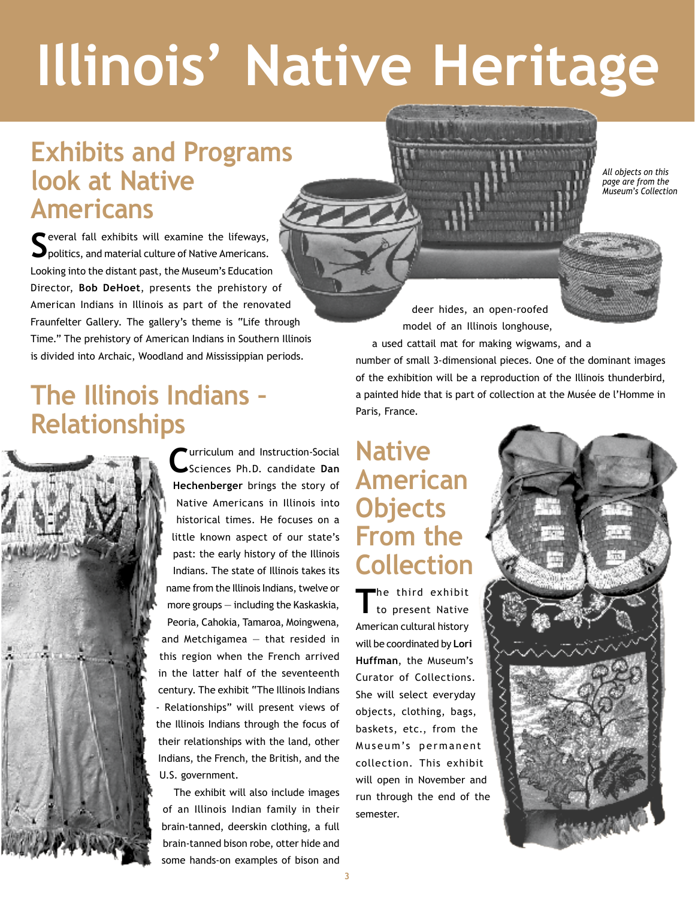# Illinois' Native Heritage

## Exhibits and Programs look at Native Americans

Several fall exhibits will examine the lifeways, politics, and material culture of Native Americans. Looking into the distant past, the Museum's Education Director, **Bob DeHoet**, presents the prehistory of American Indians in Illinois as part of the renovated Fraunfelter Gallery. The gallery's theme is "Life through Time." The prehistory of American Indians in Southern Illinois is divided into Archaic, Woodland and Mississippian periods.

*All objects on this page are from the Museum's Collection*

## The Illinois Indians – Relationships

Curriculum and Instruction-Social Sciences Ph.D. candidate **Dan Hechenberger** brings the story of Native Americans in Illinois into historical times. He focuses on a little known aspect of our state's past: the early history of the Illinois Indians. The state of Illinois takes its name from the Illinois Indians, twelve or more groups — including the Kaskaskia, Peoria, Cahokia, Tamaroa, Moingwena, and Metchigamea — that resided in this region when the French arrived in the latter half of the seventeenth century. The exhibit "The Illinois Indians - Relationships" will present views of the Illinois Indians through the focus of their relationships with the land, other Indians, the French, the British, and the U.S. government.

The exhibit will also include images of an Illinois Indian family in their brain-tanned, deerskin clothing, a full brain-tanned bison robe, otter hide and some hands-on examples of bison and deer hides, an open-roofed model of an Illinois longhouse, a used cattail mat for making wigwams, and a number of small 3-dimensional pieces. One of the dominant images of the exhibition will be a reproduction of the Illinois thunderbird, a painted hide that is part of collection at the Musée de l'Homme in Paris, France.

## Native American Objects From the Collection

The third exhibit to present Native American cultural history will be coordinated by **Lori Huffman**, the Museum's Curator of Collections. She will select everyday objects, clothing, bags, baskets, etc., from the Museum's permanent collection. This exhibit will open in November and run through the end of the semester.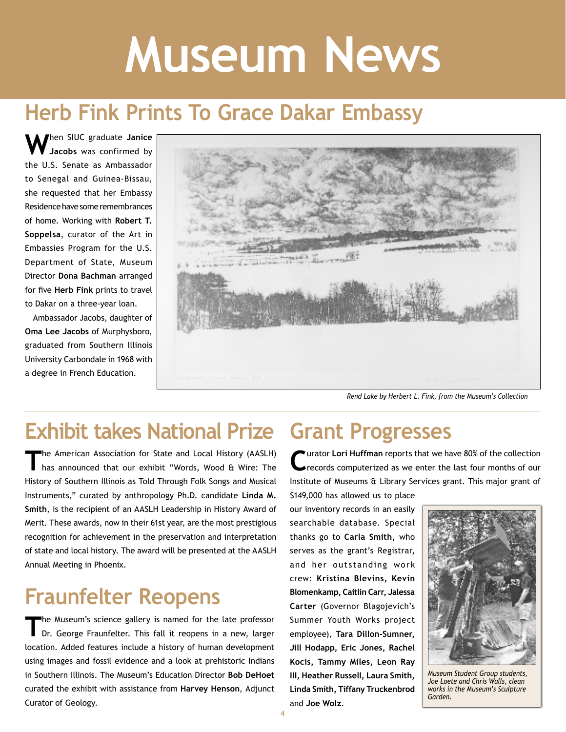# Museum News

## Herb Fink Prints To Grace Dakar Embassy

When SIUC graduate **Janice Jacobs** was confirmed by the U.S. Senate as Ambassador to Senegal and Guinea-Bissau, she requested that her Embassy Residence have some remembrances of home. Working with **Robert T. Soppelsa**, curator of the Art in Embassies Program for the U.S. Department of State, Museum Director **Dona Bachman** arranged for five **Herb Fink** prints to travel to Dakar on a three-year loan.

Ambassador Jacobs, daughter of **Oma Lee Jacobs** of Murphysboro, graduated from Southern Illinois University Carbondale in 1968 with a degree in French Education.

*Rend Lake by Herbert L. Fink, from the Museum's Collection*

## Exhibit takes National Prize

The American Association for State and Local History (AASLH) has announced that our exhibit "Words, Wood & Wire: The History of Southern Illinois as Told Through Folk Songs and Musical Instruments," curated by anthropology Ph.D. candidate **Linda M. Smith**, is the recipient of an AASLH Leadership in History Award of Merit. These awards, now in their 61st year, are the most prestigious recognition for achievement in the preservation and interpretation of state and local history. The award will be presented at the AASLH Annual Meeting in Phoenix.

## Fraunfelter Reopens

The Museum's science gallery is named for the late professor Dr. George Fraunfelter. This fall it reopens in a new, larger location. Added features include a history of human development using images and fossil evidence and a look at prehistoric Indians in Southern Illinois. The Museum's Education Director **Bob DeHoet** curated the exhibit with assistance from **Harvey Henson**, Adjunct Curator of Geology.

## Grant Progresses

Curator **Lori Huffman** reports that we have 80% of the collection records computerized as we enter the last four months of our Institute of Museums & Library Services grant. This major grant of $149,000 has allowed us to place our inventory records in an easily searchable database. Special thanks go to **Carla Smith**, who serves as the grant's Registrar, and her outstanding work crew: **Kristina Blevins, Kevin Blomenkamp, Caitlin Carr, Jalessa Carter** (Governor Blagojevich's Summer Youth Works project employee), **Tara Dillon-Sumner, Jill Hodapp, Eric Jones, Rachel Kocis, Tammy Miles, Leon Ray III, Heather Russell, Laura Smith, Linda Smith, Tiffany Truckenbrod** and **Joe Wolz**.

*Museum Student Group students, Joe Loete and Chris Walls, clean works in the Museum's Sculpture Garden.*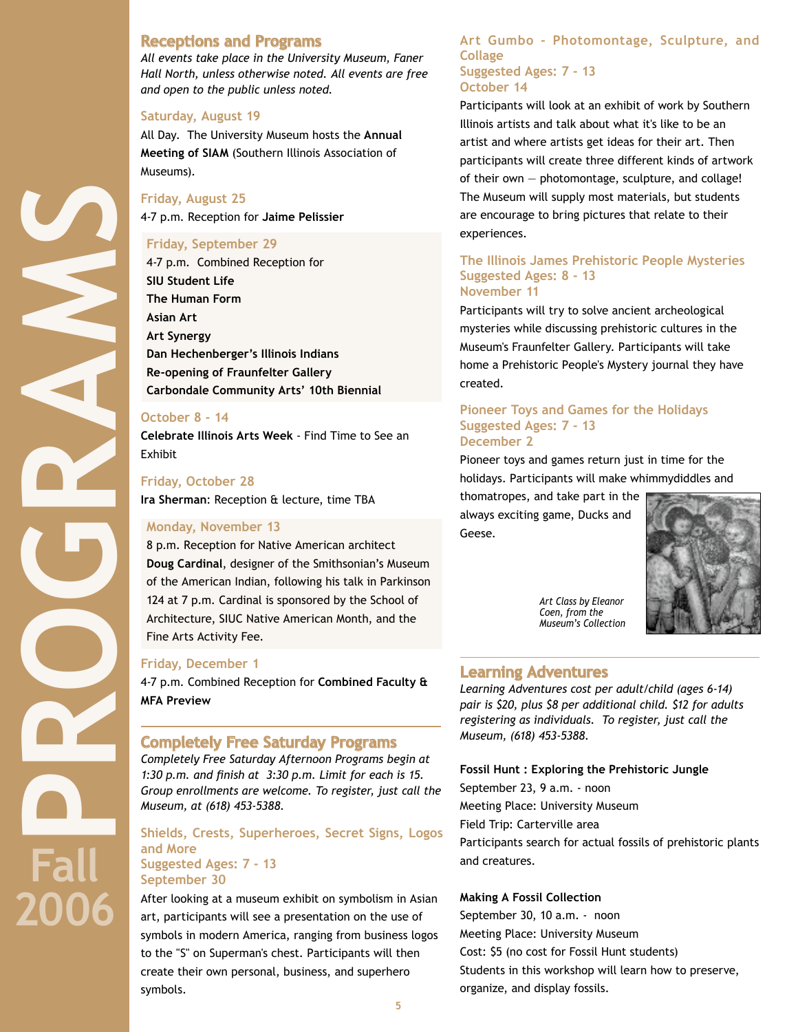# PROGRAMS Fall 2006

## Receptions and Programs

*All events take place in the University Museum, Faner Hall North, unless otherwise noted. All events are free and open to the public unless noted.*

### Saturday, August 19

All Day. The University Museum hosts the **Annual Meeting of SIAM** (Southern Illinois Association of Museums).

### Friday, August 25

4-7 p.m. Reception for **Jaime Pelissier**

### Friday, September 29

4-7 p.m. Combined Reception for
**SIU Student Life**
**The Human Form**
**Asian Art**
**Art Synergy**
**Dan Hechenberger's Illinois Indians**
**Re-opening of Fraunfelter Gallery**
**Carbondale Community Arts' 10th Biennial**

### October 8 - 14

**Celebrate Illinois Arts Week** - Find Time to See an Exhibit

### Friday, October 28

**Ira Sherman**: Reception & lecture, time TBA

### Monday, November 13

8 p.m. Reception for Native American architect **Doug Cardinal**, designer of the Smithsonian's Museum of the American Indian, following his talk in Parkinson 124 at 7 p.m. Cardinal is sponsored by the School of Architecture, SIUC Native American Month, and the Fine Arts Activity Fee.

### Friday, December 1

4-7 p.m. Combined Reception for **Combined Faculty & MFA Preview**

## Completely Free Saturday Programs

*Completely Free Saturday Afternoon Programs begin at 1:30 p.m. and finish at 3:30 p.m. Limit for each is 15. Group enrollments are welcome. To register, just call the Museum, at (618) 453-5388.*

### Shields, Crests, Superheroes, Secret Signs, Logos and More
### Suggested Ages: 7 - 13
### September 30

After looking at a museum exhibit on symbolism in Asian art, participants will see a presentation on the use of symbols in modern America, ranging from business logos to the "S" on Superman's chest. Participants will then create their own personal, business, and superhero symbols.

### Art Gumbo - Photomontage, Sculpture, and Collage
### Suggested Ages: 7 - 13
### October 14

Participants will look at an exhibit of work by Southern Illinois artists and talk about what it's like to be an artist and where artists get ideas for their art. Then participants will create three different kinds of artwork of their own — photomontage, sculpture, and collage! The Museum will supply most materials, but students are encourage to bring pictures that relate to their experiences.

### The Illinois James Prehistoric People Mysteries
### Suggested Ages: 8 - 13
### November 11

Participants will try to solve ancient archeological mysteries while discussing prehistoric cultures in the Museum's Fraunfelter Gallery. Participants will take home a Prehistoric People's Mystery journal they have created.

### Pioneer Toys and Games for the Holidays
### Suggested Ages: 7 - 13
### December 2

Pioneer toys and games return just in time for the holidays. Participants will make whimmydiddles and thomatropes, and take part in the always exciting game, Ducks and Geese.

*Art Class by Eleanor Coen, from the Museum's Collection*

## Learning Adventures

*Learning Adventures cost per adult/child (ages 6-14) pair is $20, plus $8 per additional child. $12 for adults registering as individuals. To register, just call the Museum, (618) 453-5388.*

**Fossil Hunt : Exploring the Prehistoric Jungle**
September 23, 9 a.m. - noon
Meeting Place: University Museum
Field Trip: Carterville area
Participants search for actual fossils of prehistoric plants and creatures.

**Making A Fossil Collection**
September 30, 10 a.m. - noon
Meeting Place: University Museum
Cost: $5 (no cost for Fossil Hunt students)
Students in this workshop will learn how to preserve, organize, and display fossils.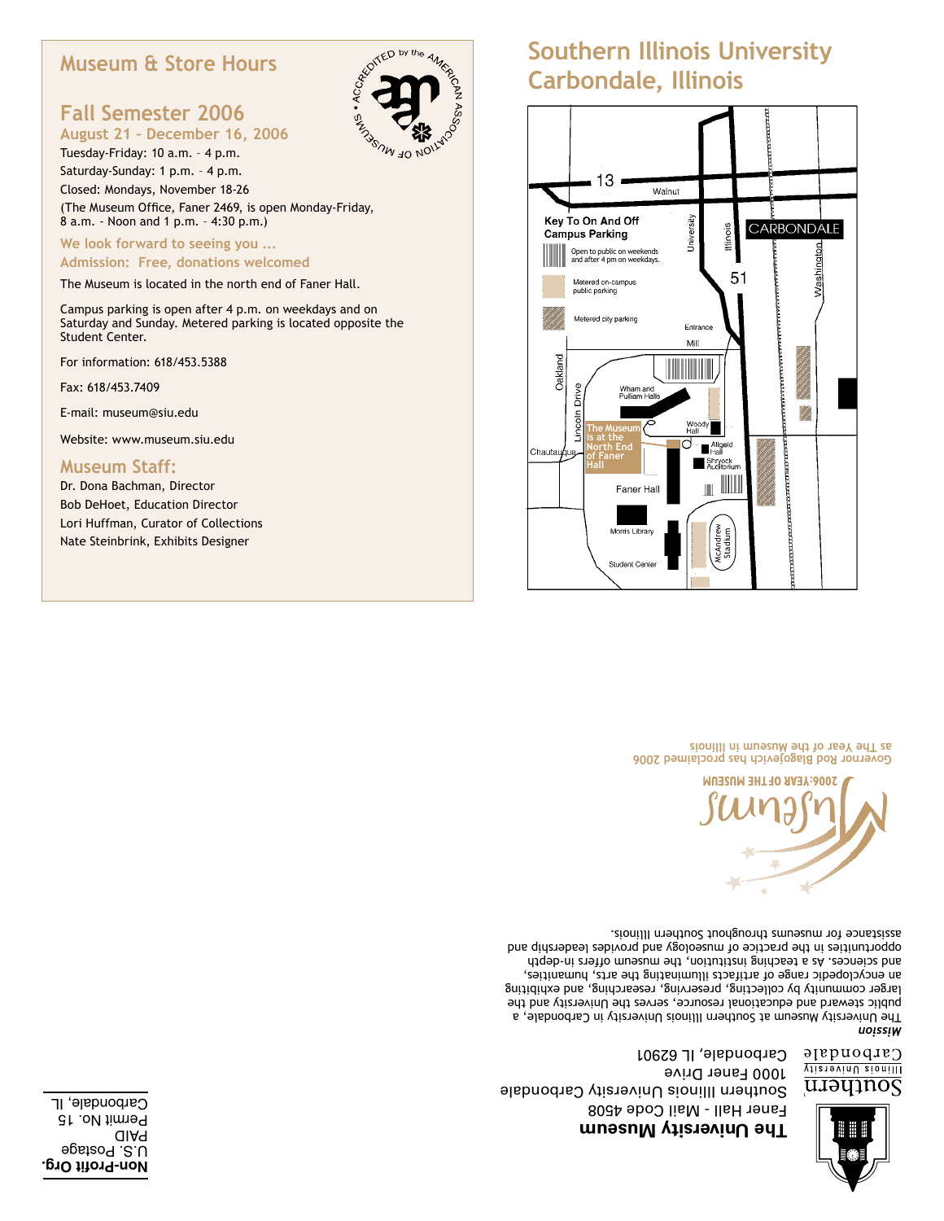## Museum & Store Hours

ACCREDITED by the AMERICAN ASSOCIATION OF MUSEUMS

## Fall Semester 2006

### August 21 – December 16, 2006

Tuesday-Friday: 10 a.m. – 4 p.m.

Saturday-Sunday: 1 p.m. – 4 p.m.

Closed: Mondays, November 18-26

(The Museum Office, Faner 2469, is open Monday-Friday, 8 a.m. - Noon and 1 p.m. – 4:30 p.m.)

We look forward to seeing you ...
Admission: Free, donations welcomed

The Museum is located in the north end of Faner Hall.

Campus parking is open after 4 p.m. on weekdays and on Saturday and Sunday. Metered parking is located opposite the Student Center.

For information: 618/453.5388

Fax: 618/453.7409

E-mail: museum@siu.edu

Website: www.museum.siu.edu

## Museum Staff:

Dr. Dona Bachman, Director
Bob DeHoet, Education Director
Lori Huffman, Curator of Collections
Nate Steinbrink, Exhibits Designer

## Southern Illinois University Carbondale, Illinois

13
Walnut
University
Illinois
CARBONDALE
Washington
51
Entrance
Mill
Oakland
Lincoln Drive
Chautauqua
Wham and Pulliam Halls
Woody Hall
Altgeld Hall
Shryock Auditorium
The Museum is at the North End of Faner Hall
Faner Hall
Morris Library
McAndrew Stadium
Student Center

**Key To On And Off Campus Parking**

Open to public on weekends and after 4 pm on weekdays.

Metered on-campus public parking

Metered city parking

Governor Rod Blagojevich has proclaimed 2006 as The Year of the Museum in Illinois

Museums
2006: YEAR OF THE MUSEUM

***Mission***

The University Museum at Southern Illinois University in Carbondale, a public steward and educational resource, serves the University and the larger community by collecting, preserving, researching, and exhibiting an encyclopedic range of artifacts illuminating the arts, humanities, and sciences. As a teaching institution, the museum offers in-depth opportunities in the practice of museology and provides leadership and assistance for museums throughout Southern Illinois.

Southern Illinois University Carbondale

**The University Museum**
Faner Hall - Mail Code 4508
Southern Illinois University Carbondale
1000 Faner Drive
Carbondale, IL 62901

**Non-Profit Org.**
U.S. Postage
PAID
Permit No. 15
Carbondale, IL